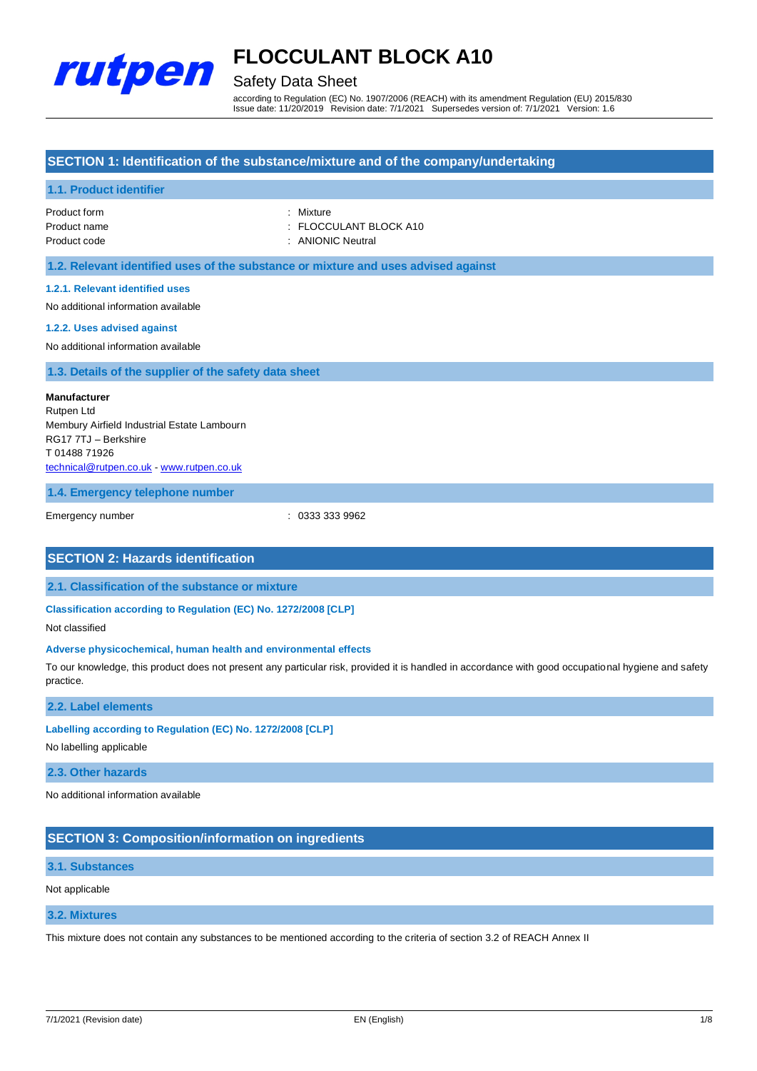# FLOCCULANT BLOCK A10

## Safety Data Sheet

according to Regulation (EC) No. 1907/2006 (REACH) with its amendment Regulation (EU) 2015/830
Issue date: 11/20/2019 Revision date: 7/1/2021 Supersedes version of: 7/1/2021 Version: 1.6

## SECTION 1: Identification of the substance/mixture and of the company/undertaking

### 1.1. Product identifier

| | |
|---|---|
| Product form | : Mixture |
| Product name | : FLOCCULANT BLOCK A10 |
| Product code | : ANIONIC Neutral |

### 1.2. Relevant identified uses of the substance or mixture and uses advised against

#### 1.2.1. Relevant identified uses

No additional information available

#### 1.2.2. Uses advised against

No additional information available

### 1.3. Details of the supplier of the safety data sheet

**Manufacturer**
Rutpen Ltd
Membury Airfield Industrial Estate Lambourn
RG17 7TJ – Berkshire
T 01488 71926
technical@rutpen.co.uk - www.rutpen.co.uk

### 1.4. Emergency telephone number

| | |
|---|---|
| Emergency number | : 0333 333 9962 |

## SECTION 2: Hazards identification

### 2.1. Classification of the substance or mixture

#### Classification according to Regulation (EC) No. 1272/2008 [CLP]

Not classified

#### Adverse physicochemical, human health and environmental effects

To our knowledge, this product does not present any particular risk, provided it is handled in accordance with good occupational hygiene and safety practice.

### 2.2. Label elements

#### Labelling according to Regulation (EC) No. 1272/2008 [CLP]

No labelling applicable

### 2.3. Other hazards

No additional information available

## SECTION 3: Composition/information on ingredients

### 3.1. Substances

Not applicable

### 3.2. Mixtures

This mixture does not contain any substances to be mentioned according to the criteria of section 3.2 of REACH Annex II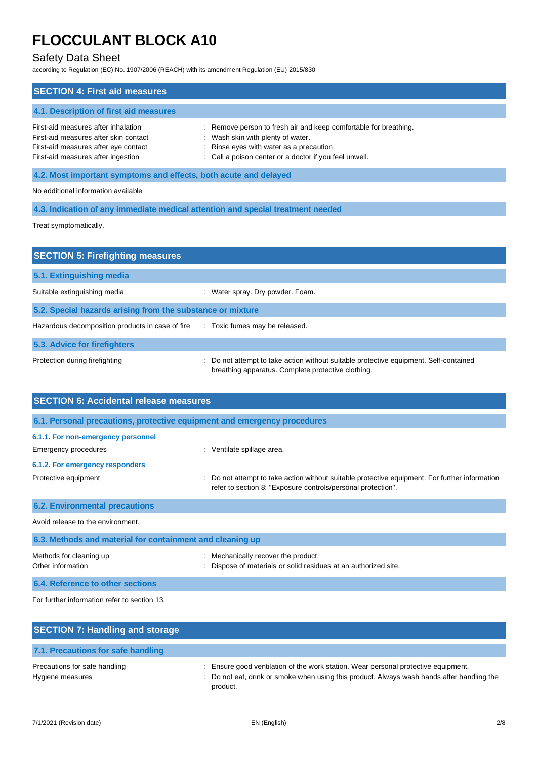## SECTION 4: First aid measures

### 4.1. Description of first aid measures

| | |
|---|---|
| First-aid measures after inhalation | : Remove person to fresh air and keep comfortable for breathing. |
| First-aid measures after skin contact | : Wash skin with plenty of water. |
| First-aid measures after eye contact | : Rinse eyes with water as a precaution. |
| First-aid measures after ingestion | : Call a poison center or a doctor if you feel unwell. |

### 4.2. Most important symptoms and effects, both acute and delayed

No additional information available

### 4.3. Indication of any immediate medical attention and special treatment needed

Treat symptomatically.

## SECTION 5: Firefighting measures

### 5.1. Extinguishing media

| | |
|---|---|
| Suitable extinguishing media | : Water spray. Dry powder. Foam. |

### 5.2. Special hazards arising from the substance or mixture

| | |
|---|---|
| Hazardous decomposition products in case of fire | : Toxic fumes may be released. |

### 5.3. Advice for firefighters

| | |
|---|---|
| Protection during firefighting | : Do not attempt to take action without suitable protective equipment. Self-contained breathing apparatus. Complete protective clothing. |

## SECTION 6: Accidental release measures

### 6.1. Personal precautions, protective equipment and emergency procedures

#### 6.1.1. For non-emergency personnel

| | |
|---|---|
| Emergency procedures | : Ventilate spillage area. |

#### 6.1.2. For emergency responders

| | |
|---|---|
| Protective equipment | : Do not attempt to take action without suitable protective equipment. For further information refer to section 8: "Exposure controls/personal protection". |

### 6.2. Environmental precautions

Avoid release to the environment.

### 6.3. Methods and material for containment and cleaning up

| | |
|---|---|
| Methods for cleaning up | : Mechanically recover the product. |
| Other information | : Dispose of materials or solid residues at an authorized site. |

### 6.4. Reference to other sections

For further information refer to section 13.

## SECTION 7: Handling and storage

### 7.1. Precautions for safe handling

| | |
|---|---|
| Precautions for safe handling | : Ensure good ventilation of the work station. Wear personal protective equipment. |
| Hygiene measures | : Do not eat, drink or smoke when using this product. Always wash hands after handling the product. |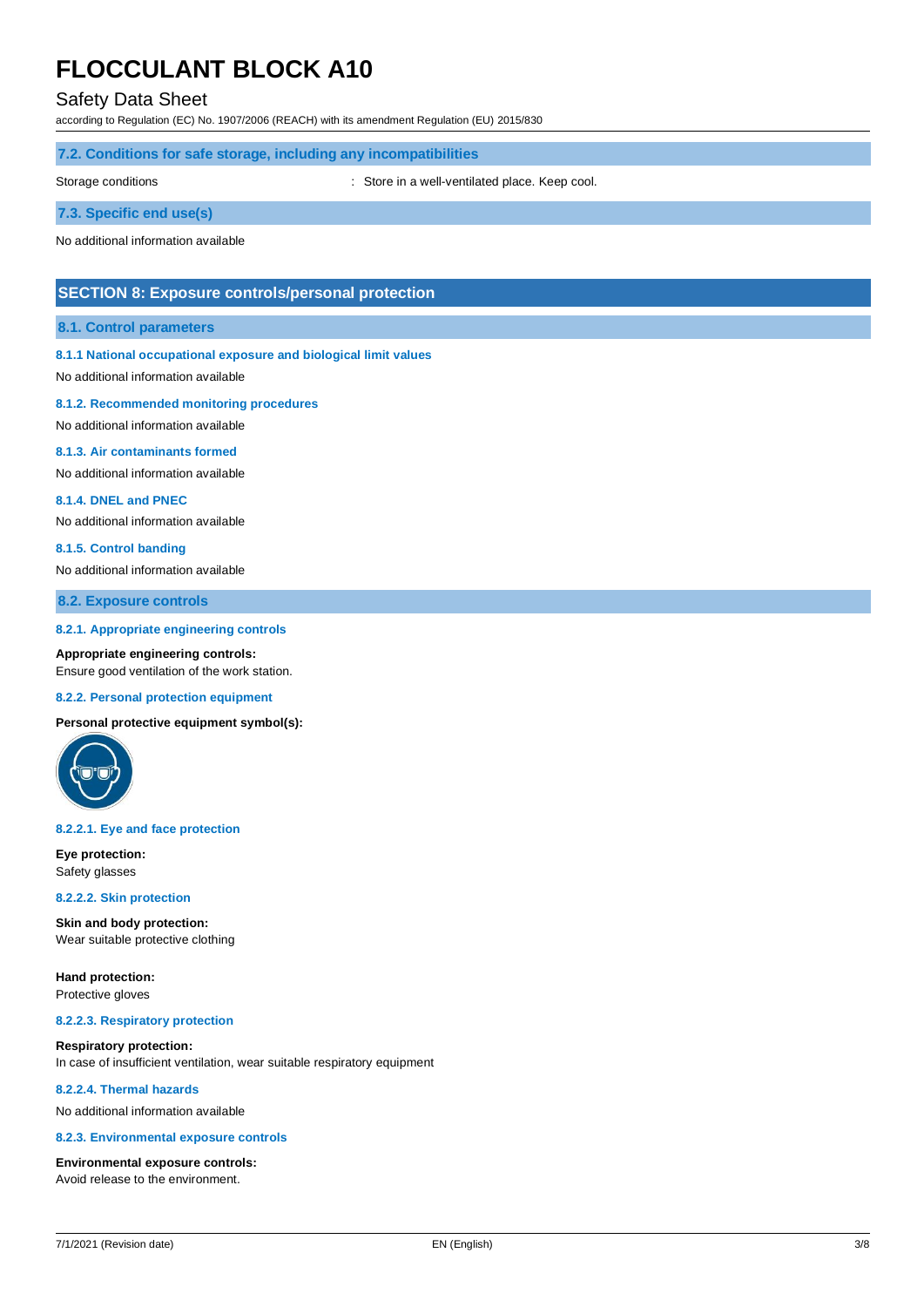### 7.2. Conditions for safe storage, including any incompatibilities

Storage conditions : Store in a well-ventilated place. Keep cool.

### 7.3. Specific end use(s)

No additional information available

## SECTION 8: Exposure controls/personal protection

### 8.1. Control parameters

#### 8.1.1 National occupational exposure and biological limit values

No additional information available

#### 8.1.2. Recommended monitoring procedures

No additional information available

#### 8.1.3. Air contaminants formed

No additional information available

#### 8.1.4. DNEL and PNEC

No additional information available

#### 8.1.5. Control banding

No additional information available

### 8.2. Exposure controls

#### 8.2.1. Appropriate engineering controls

**Appropriate engineering controls:**
Ensure good ventilation of the work station.

#### 8.2.2. Personal protection equipment

**Personal protective equipment symbol(s):**

#### 8.2.2.1. Eye and face protection

**Eye protection:**
Safety glasses

#### 8.2.2.2. Skin protection

**Skin and body protection:**
Wear suitable protective clothing

**Hand protection:**
Protective gloves

#### 8.2.2.3. Respiratory protection

**Respiratory protection:**
In case of insufficient ventilation, wear suitable respiratory equipment

#### 8.2.2.4. Thermal hazards

No additional information available

#### 8.2.3. Environmental exposure controls

**Environmental exposure controls:**
Avoid release to the environment.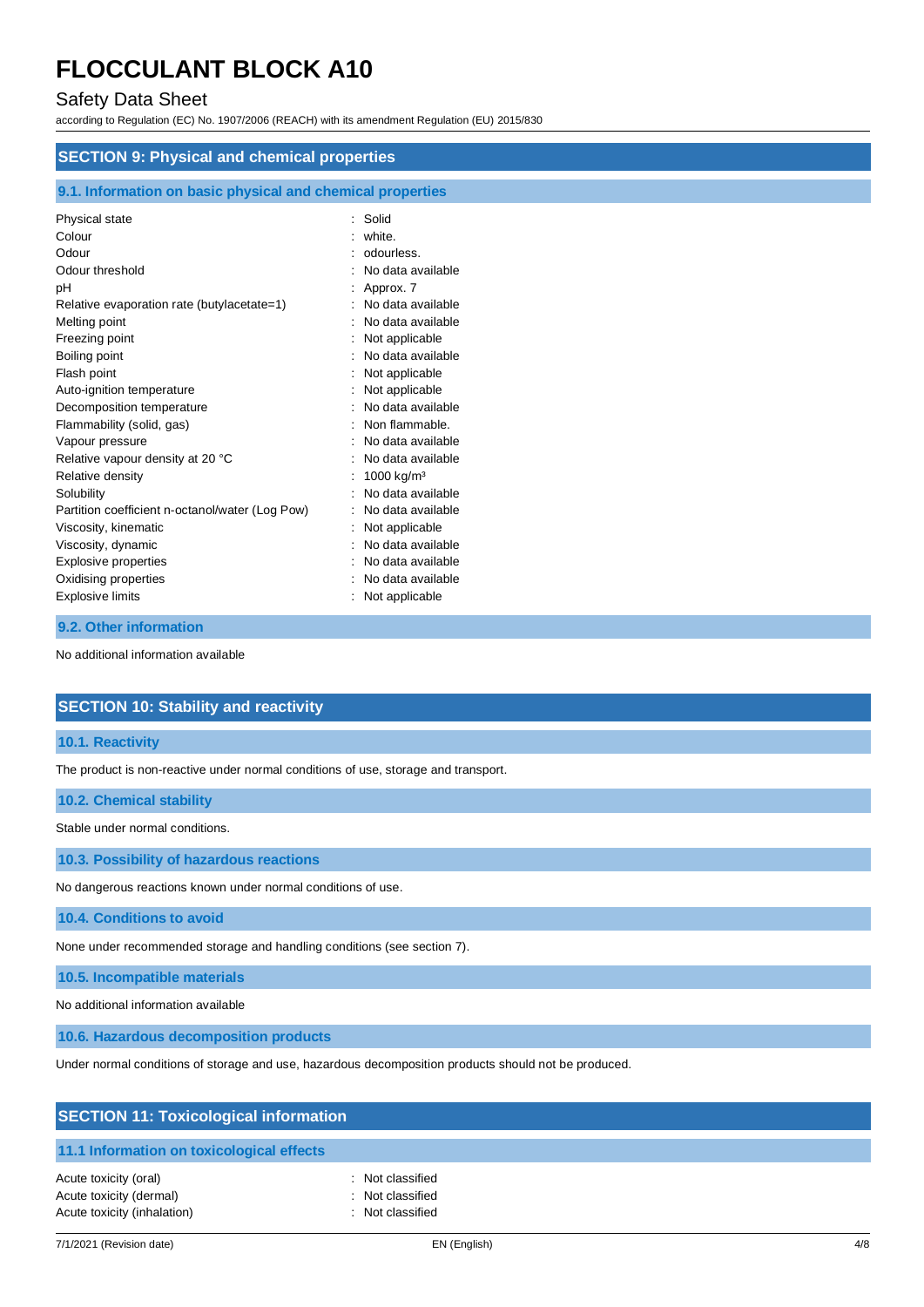## SECTION 9: Physical and chemical properties

### 9.1. Information on basic physical and chemical properties

| | |
|---|---|
| Physical state | : Solid |
| Colour | : white. |
| Odour | : odourless. |
| Odour threshold | : No data available |
| pH | : Approx. 7 |
| Relative evaporation rate (butylacetate=1) | : No data available |
| Melting point | : No data available |
| Freezing point | : Not applicable |
| Boiling point | : No data available |
| Flash point | : Not applicable |
| Auto-ignition temperature | : Not applicable |
| Decomposition temperature | : No data available |
| Flammability (solid, gas) | : Non flammable. |
| Vapour pressure | : No data available |
| Relative vapour density at 20 °C | : No data available |
| Relative density | : 1000 kg/m³ |
| Solubility | : No data available |
| Partition coefficient n-octanol/water (Log Pow) | : No data available |
| Viscosity, kinematic | : Not applicable |
| Viscosity, dynamic | : No data available |
| Explosive properties | : No data available |
| Oxidising properties | : No data available |
| Explosive limits | : Not applicable |

### 9.2. Other information

No additional information available

## SECTION 10: Stability and reactivity

### 10.1. Reactivity

The product is non-reactive under normal conditions of use, storage and transport.

### 10.2. Chemical stability

Stable under normal conditions.

### 10.3. Possibility of hazardous reactions

No dangerous reactions known under normal conditions of use.

### 10.4. Conditions to avoid

None under recommended storage and handling conditions (see section 7).

### 10.5. Incompatible materials

No additional information available

### 10.6. Hazardous decomposition products

Under normal conditions of storage and use, hazardous decomposition products should not be produced.

## SECTION 11: Toxicological information

### 11.1 Information on toxicological effects

| | |
|---|---|
| Acute toxicity (oral) | : Not classified |
| Acute toxicity (dermal) | : Not classified |
| Acute toxicity (inhalation) | : Not classified |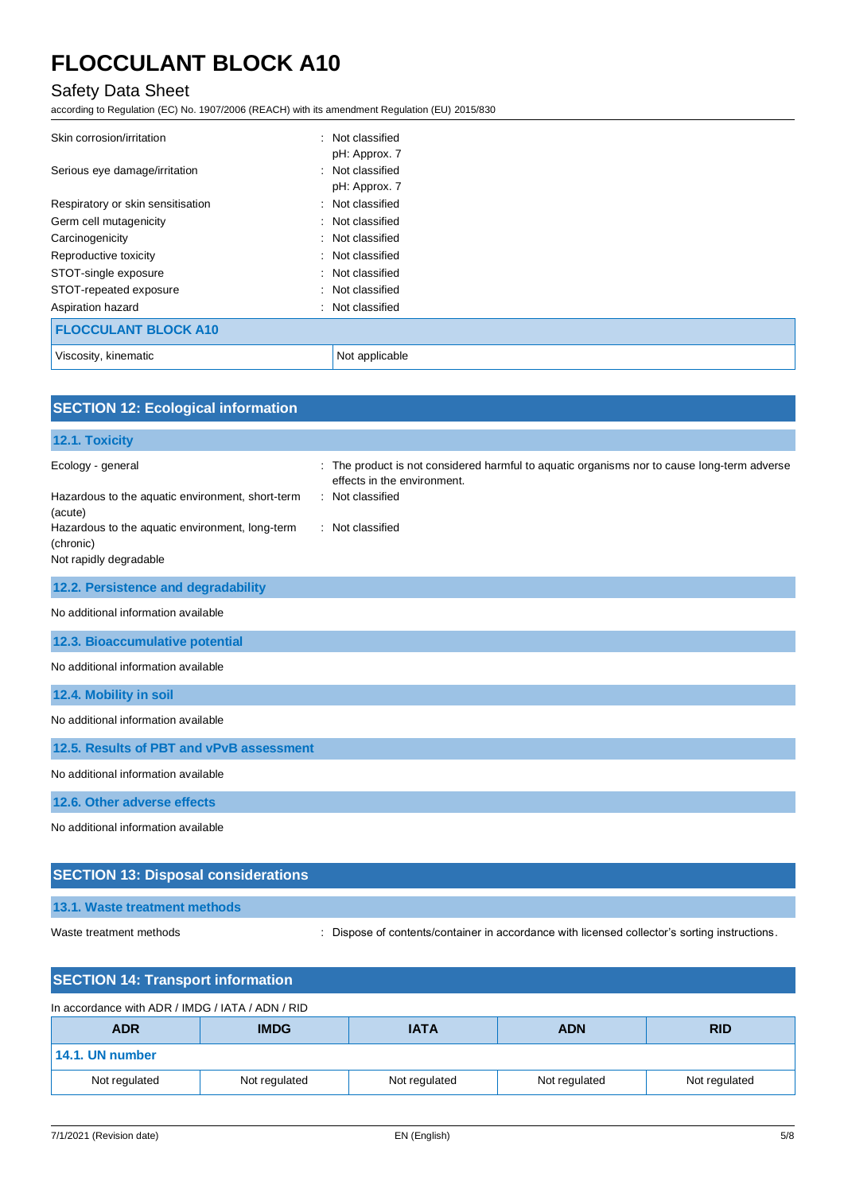Skin corrosion/irritation : Not classified
pH: Approx. 7

Serious eye damage/irritation : Not classified
pH: Approx. 7

Respiratory or skin sensitisation : Not classified

Germ cell mutagenicity : Not classified

Carcinogenicity : Not classified

Reproductive toxicity : Not classified

STOT-single exposure : Not classified

STOT-repeated exposure : Not classified

Aspiration hazard : Not classified

| FLOCCULANT BLOCK A10 | |
|---|---|
| Viscosity, kinematic | Not applicable |

## SECTION 12: Ecological information

### 12.1. Toxicity

Ecology - general : The product is not considered harmful to aquatic organisms nor to cause long-term adverse effects in the environment.

Hazardous to the aquatic environment, short-term (acute) : Not classified

Hazardous to the aquatic environment, long-term (chronic) : Not classified

Not rapidly degradable

### 12.2. Persistence and degradability

No additional information available

### 12.3. Bioaccumulative potential

No additional information available

### 12.4. Mobility in soil

No additional information available

### 12.5. Results of PBT and vPvB assessment

No additional information available

### 12.6. Other adverse effects

No additional information available

## SECTION 13: Disposal considerations

### 13.1. Waste treatment methods

Waste treatment methods : Dispose of contents/container in accordance with licensed collector's sorting instructions.

## SECTION 14: Transport information

In accordance with ADR / IMDG / IATA / ADN / RID

| ADR | IMDG | IATA | ADN | RID |
|---|---|---|---|---|
| **14.1. UN number** | | | | |
| Not regulated | Not regulated | Not regulated | Not regulated | Not regulated |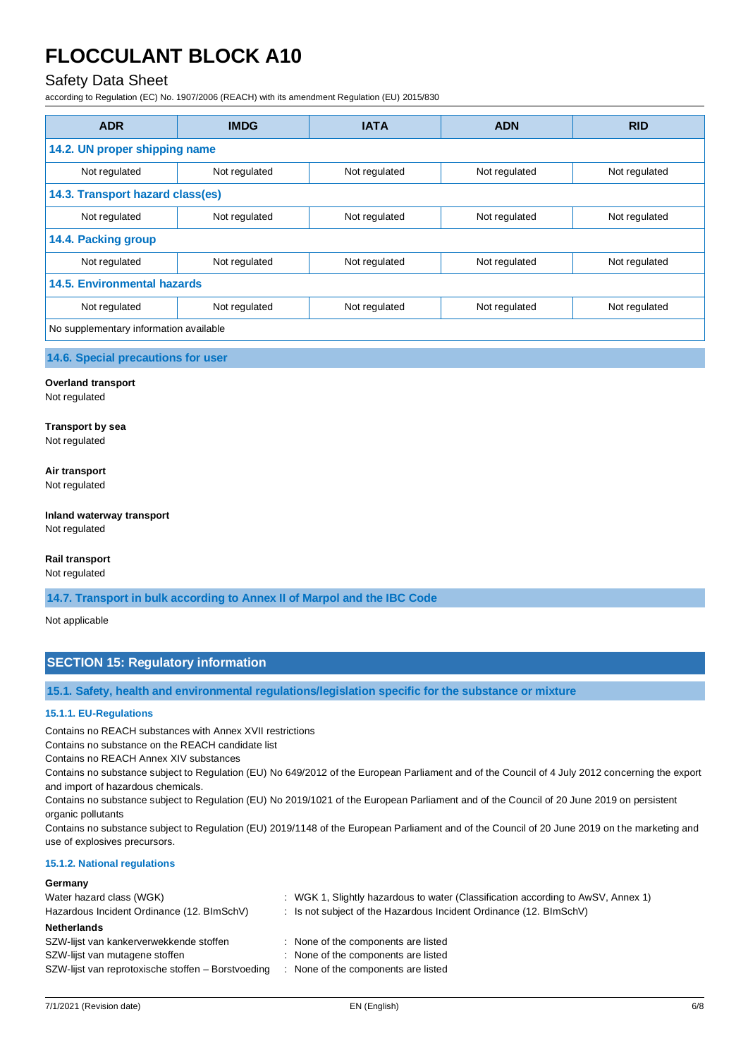| ADR | IMDG | IATA | ADN | RID |
|---|---|---|---|---|
| **14.2. UN proper shipping name** | | | | |
| Not regulated | Not regulated | Not regulated | Not regulated | Not regulated |
| **14.3. Transport hazard class(es)** | | | | |
| Not regulated | Not regulated | Not regulated | Not regulated | Not regulated |
| **14.4. Packing group** | | | | |
| Not regulated | Not regulated | Not regulated | Not regulated | Not regulated |
| **14.5. Environmental hazards** | | | | |
| Not regulated | Not regulated | Not regulated | Not regulated | Not regulated |
| No supplementary information available | | | | |

### 14.6. Special precautions for user

**Overland transport**
Not regulated

**Transport by sea**
Not regulated

**Air transport**
Not regulated

**Inland waterway transport**
Not regulated

**Rail transport**
Not regulated

### 14.7. Transport in bulk according to Annex II of Marpol and the IBC Code

Not applicable

## SECTION 15: Regulatory information

### 15.1. Safety, health and environmental regulations/legislation specific for the substance or mixture

#### 15.1.1. EU-Regulations

Contains no REACH substances with Annex XVII restrictions
Contains no substance on the REACH candidate list
Contains no REACH Annex XIV substances
Contains no substance subject to Regulation (EU) No 649/2012 of the European Parliament and of the Council of 4 July 2012 concerning the export and import of hazardous chemicals.
Contains no substance subject to Regulation (EU) No 2019/1021 of the European Parliament and of the Council of 20 June 2019 on persistent organic pollutants
Contains no substance subject to Regulation (EU) 2019/1148 of the European Parliament and of the Council of 20 June 2019 on the marketing and use of explosives precursors.

#### 15.1.2. National regulations

**Germany**

Water hazard class (WGK) : WGK 1, Slightly hazardous to water (Classification according to AwSV, Annex 1)
Hazardous Incident Ordinance (12. BImSchV) : Is not subject of the Hazardous Incident Ordinance (12. BImSchV)

**Netherlands**

SZW-lijst van kankerverwekkende stoffen : None of the components are listed
SZW-lijst van mutagene stoffen : None of the components are listed
SZW-lijst van reprotoxische stoffen – Borstvoeding : None of the components are listed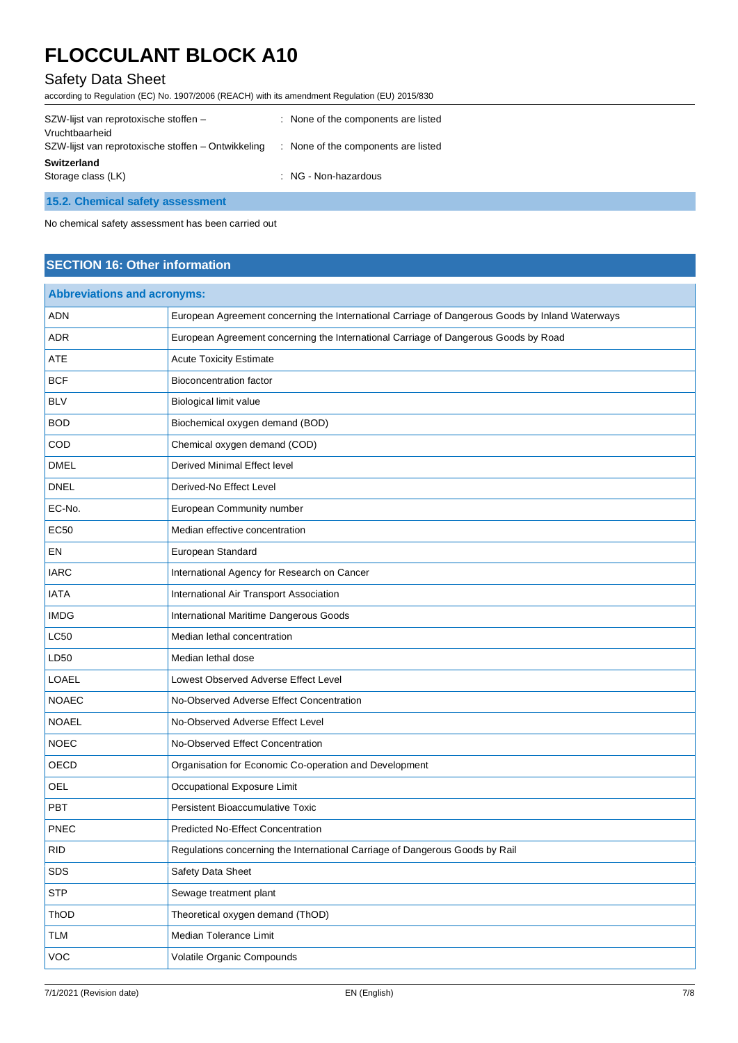| | |
|---|---|
| SZW-lijst van reprotoxische stoffen – Vruchtbaarheid | : None of the components are listed |
| SZW-lijst van reprotoxische stoffen – Ontwikkeling | : None of the components are listed |

**Switzerland**

| | |
|---|---|
| Storage class (LK) | : NG - Non-hazardous |

### 15.2. Chemical safety assessment

No chemical safety assessment has been carried out

## SECTION 16: Other information

| Abbreviations and acronyms: | |
|---|---|
| ADN | European Agreement concerning the International Carriage of Dangerous Goods by Inland Waterways |
| ADR | European Agreement concerning the International Carriage of Dangerous Goods by Road |
| ATE | Acute Toxicity Estimate |
| BCF | Bioconcentration factor |
| BLV | Biological limit value |
| BOD | Biochemical oxygen demand (BOD) |
| COD | Chemical oxygen demand (COD) |
| DMEL | Derived Minimal Effect level |
| DNEL | Derived-No Effect Level |
| EC-No. | European Community number |
| EC50 | Median effective concentration |
| EN | European Standard |
| IARC | International Agency for Research on Cancer |
| IATA | International Air Transport Association |
| IMDG | International Maritime Dangerous Goods |
| LC50 | Median lethal concentration |
| LD50 | Median lethal dose |
| LOAEL | Lowest Observed Adverse Effect Level |
| NOAEC | No-Observed Adverse Effect Concentration |
| NOAEL | No-Observed Adverse Effect Level |
| NOEC | No-Observed Effect Concentration |
| OECD | Organisation for Economic Co-operation and Development |
| OEL | Occupational Exposure Limit |
| PBT | Persistent Bioaccumulative Toxic |
| PNEC | Predicted No-Effect Concentration |
| RID | Regulations concerning the International Carriage of Dangerous Goods by Rail |
| SDS | Safety Data Sheet |
| STP | Sewage treatment plant |
| ThOD | Theoretical oxygen demand (ThOD) |
| TLM | Median Tolerance Limit |
| VOC | Volatile Organic Compounds |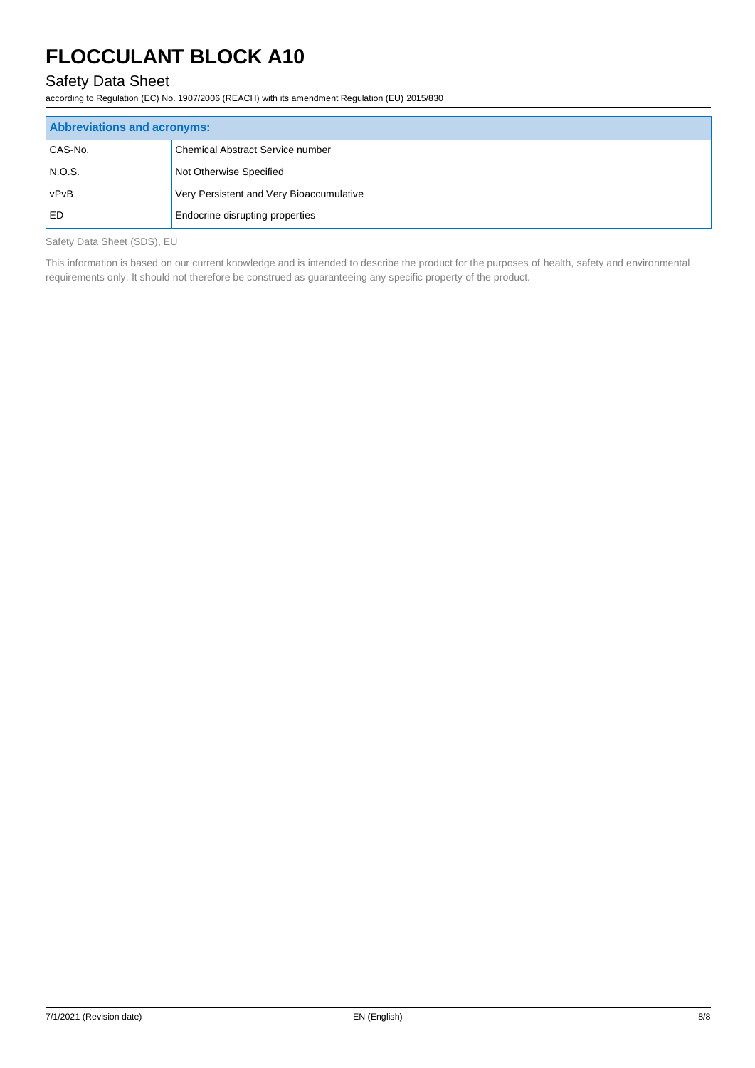| Abbreviations and acronyms: | |
|---|---|
| CAS-No. | Chemical Abstract Service number |
| N.O.S. | Not Otherwise Specified |
| vPvB | Very Persistent and Very Bioaccumulative |
| ED | Endocrine disrupting properties |

Safety Data Sheet (SDS), EU

This information is based on our current knowledge and is intended to describe the product for the purposes of health, safety and environmental requirements only. It should not therefore be construed as guaranteeing any specific property of the product.